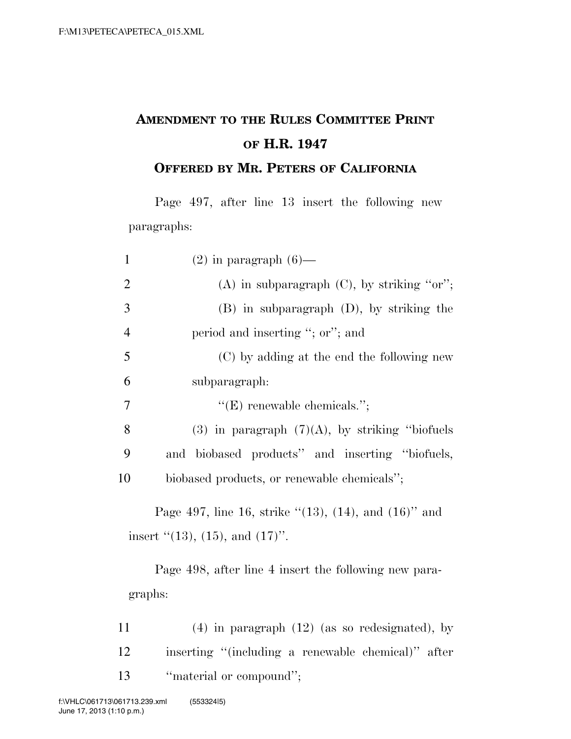# AMENDMENT TO THE RULES COMMITTEE PRINT OF H.R. 1947

## OFFERED BY MR. PETERS OF CALIFORNIA

Page 497, after line 13 insert the following new paragraphs:

1 (2) in paragraph (6)—

2 (A) in subparagraph (C), by striking "or";

3 (B) in subparagraph (D), by striking the

4 period and inserting "; or"; and

5 (C) by adding at the end the following new

6 subparagraph:

7 "(E) renewable chemicals.";

8 (3) in paragraph (7)(A), by striking "biofuels

9 and biobased products" and inserting "biofuels,

10 biobased products, or renewable chemicals";

Page 497, line 16, strike "(13), (14), and (16)" and insert "(13), (15), and (17)".

Page 498, after line 4 insert the following new paragraphs:

11 (4) in paragraph (12) (as so redesignated), by

12 inserting "(including a renewable chemical)" after

13 "material or compound";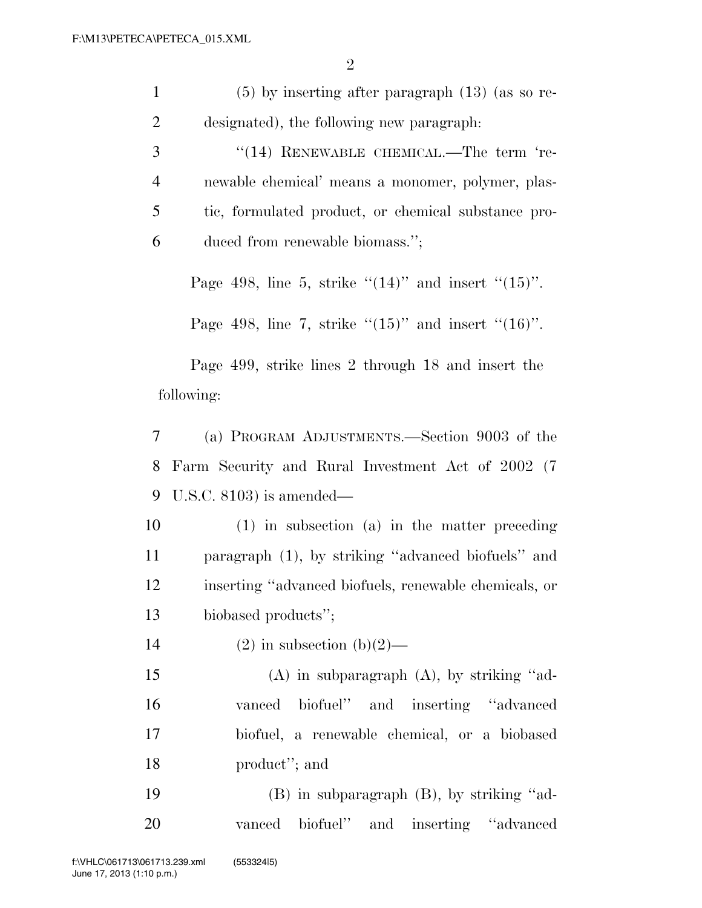(5) by inserting after paragraph (13) (as so redesignated), the following new paragraph:

"(14) RENEWABLE CHEMICAL.—The term 'renewable chemical' means a monomer, polymer, plastic, formulated product, or chemical substance produced from renewable biomass.";

Page 498, line 5, strike "(14)" and insert "(15)".

Page 498, line 7, strike "(15)" and insert "(16)".

Page 499, strike lines 2 through 18 and insert the following:

(a) PROGRAM ADJUSTMENTS.—Section 9003 of the Farm Security and Rural Investment Act of 2002 (7 U.S.C. 8103) is amended—

(1) in subsection (a) in the matter preceding paragraph (1), by striking "advanced biofuels" and inserting "advanced biofuels, renewable chemicals, or biobased products";

(2) in subsection (b)(2)—

(A) in subparagraph (A), by striking "advanced biofuel" and inserting "advanced biofuel, a renewable chemical, or a biobased product"; and

(B) in subparagraph (B), by striking "advanced biofuel" and inserting "advanced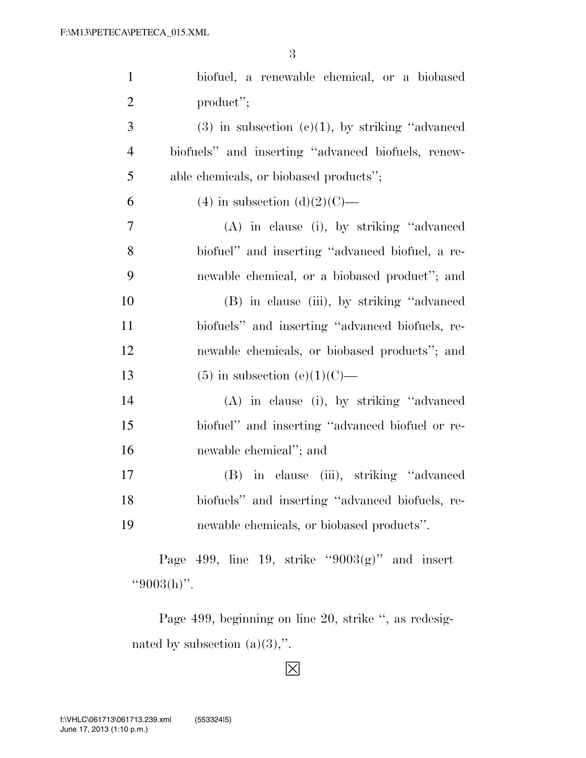biofuel, a renewable chemical, or a biobased product'';

(3) in subsection (c)(1), by striking ''advanced biofuels'' and inserting ''advanced biofuels, renewable chemicals, or biobased products'';

(4) in subsection (d)(2)(C)—

(A) in clause (i), by striking ''advanced biofuel'' and inserting ''advanced biofuel, a renewable chemical, or a biobased product''; and

(B) in clause (iii), by striking ''advanced biofuels'' and inserting ''advanced biofuels, renewable chemicals, or biobased products''; and

(5) in subsection (e)(1)(C)—

(A) in clause (i), by striking ''advanced biofuel'' and inserting ''advanced biofuel or renewable chemical''; and

(B) in clause (iii), striking ''advanced biofuels'' and inserting ''advanced biofuels, renewable chemicals, or biobased products''.

Page 499, line 19, strike ''9003(g)'' and insert ''9003(h)''.

Page 499, beginning on line 20, strike '', as redesignated by subsection (a)(3),''.

☒